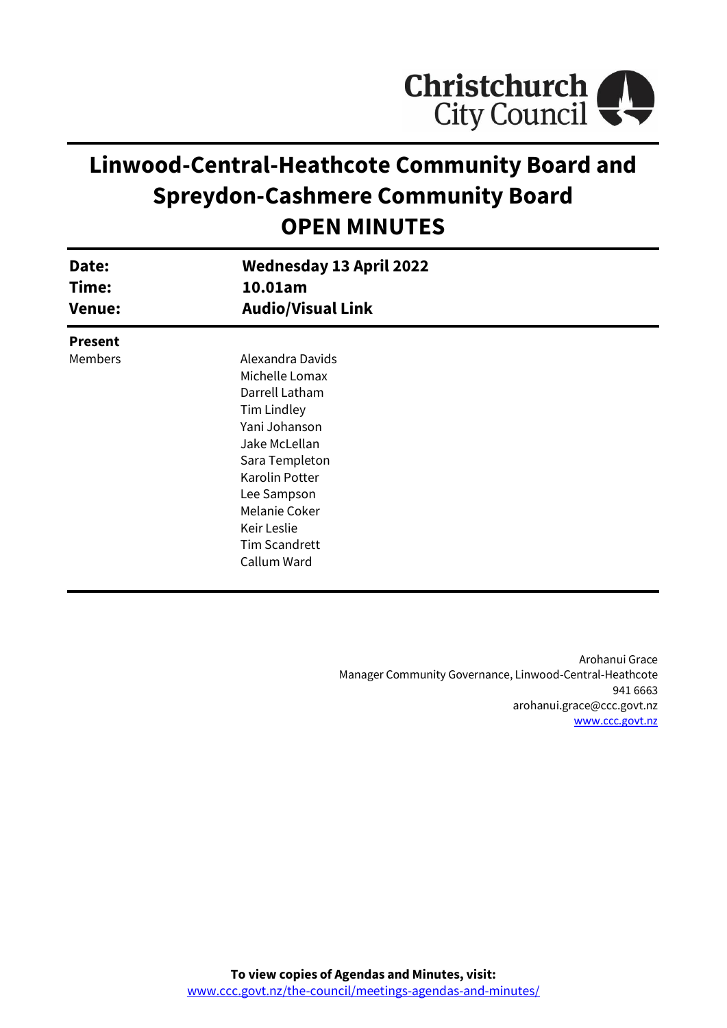Christchurch City Council

# Linwood-Central-Heathcote Community Board and Spreydon-Cashmere Community Board
# OPEN MINUTES

| | |
|---|---|
| **Date:** | **Wednesday 13 April 2022** |
| **Time:** | **10.01am** |
| **Venue:** | **Audio/Visual Link** |

**Present**

Members

Alexandra Davids
Michelle Lomax
Darrell Latham
Tim Lindley
Yani Johanson
Jake McLellan
Sara Templeton
Karolin Potter
Lee Sampson
Melanie Coker
Keir Leslie
Tim Scandrett
Callum Ward

Arohanui Grace
Manager Community Governance, Linwood-Central-Heathcote
941 6663
arohanui.grace@ccc.govt.nz
www.ccc.govt.nz

**To view copies of Agendas and Minutes, visit:**
www.ccc.govt.nz/the-council/meetings-agendas-and-minutes/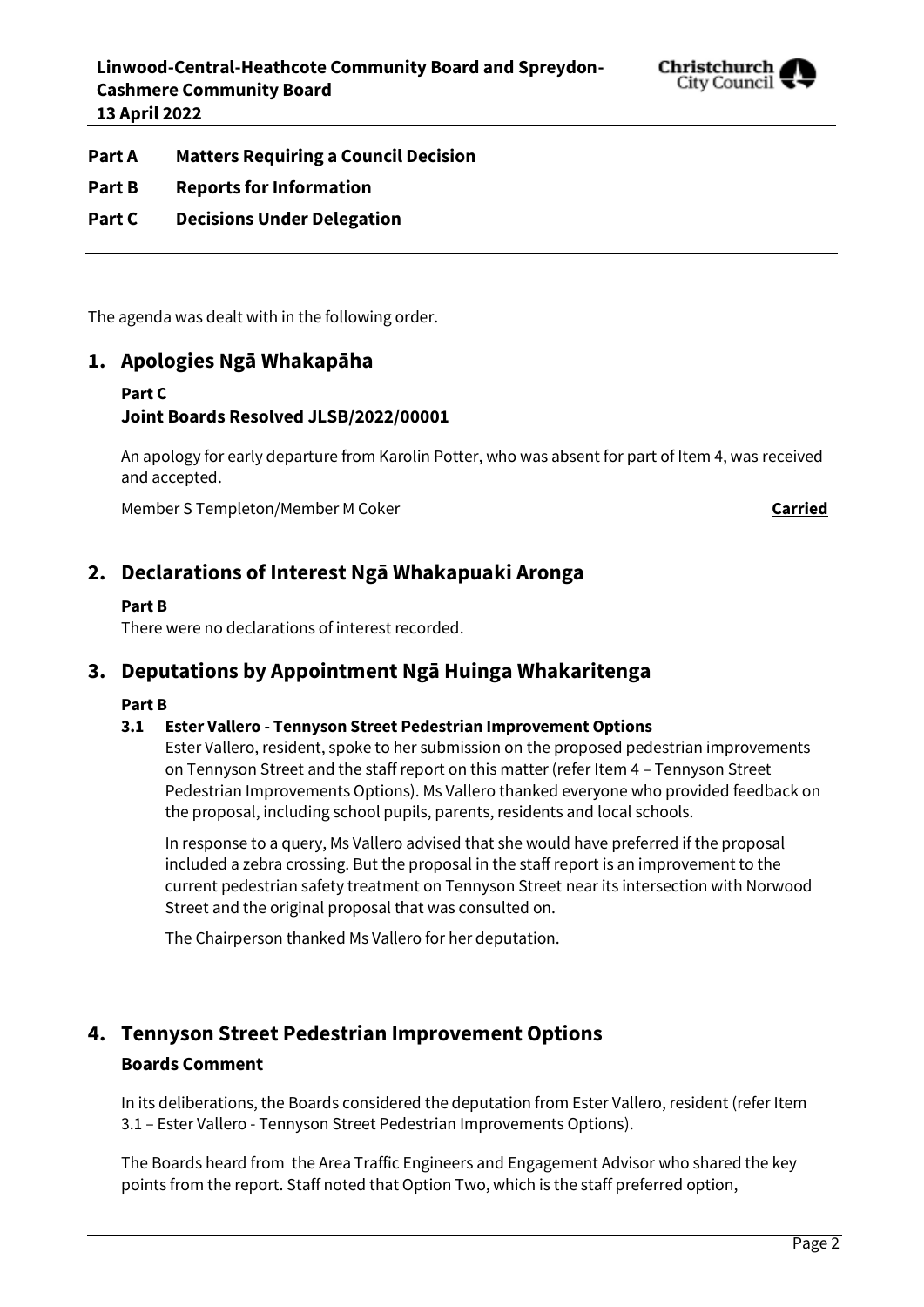**Part A Matters Requiring a Council Decision**

**Part B Reports for Information**

**Part C Decisions Under Delegation**

---

The agenda was dealt with in the following order.

## 1. Apologies Ngā Whakapāha

**Part C**

**Joint Boards Resolved JLSB/2022/00001**

An apology for early departure from Karolin Potter, who was absent for part of Item 4, was received and accepted.

Member S Templeton/Member M Coker **Carried**

## 2. Declarations of Interest Ngā Whakapuaki Aronga

**Part B**

There were no declarations of interest recorded.

## 3. Deputations by Appointment Ngā Huinga Whakaritenga

**Part B**

### 3.1 Ester Vallero - Tennyson Street Pedestrian Improvement Options

Ester Vallero, resident, spoke to her submission on the proposed pedestrian improvements on Tennyson Street and the staff report on this matter (refer Item 4 – Tennyson Street Pedestrian Improvements Options). Ms Vallero thanked everyone who provided feedback on the proposal, including school pupils, parents, residents and local schools.

In response to a query, Ms Vallero advised that she would have preferred if the proposal included a zebra crossing. But the proposal in the staff report is an improvement to the current pedestrian safety treatment on Tennyson Street near its intersection with Norwood Street and the original proposal that was consulted on.

The Chairperson thanked Ms Vallero for her deputation.

## 4. Tennyson Street Pedestrian Improvement Options

**Boards Comment**

In its deliberations, the Boards considered the deputation from Ester Vallero, resident (refer Item 3.1 – Ester Vallero - Tennyson Street Pedestrian Improvements Options).

The Boards heard from the Area Traffic Engineers and Engagement Advisor who shared the key points from the report. Staff noted that Option Two, which is the staff preferred option,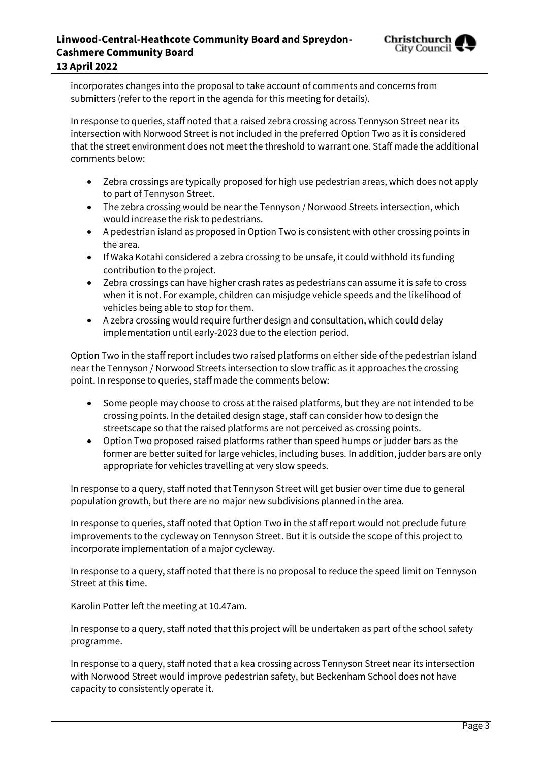incorporates changes into the proposal to take account of comments and concerns from submitters (refer to the report in the agenda for this meeting for details).

In response to queries, staff noted that a raised zebra crossing across Tennyson Street near its intersection with Norwood Street is not included in the preferred Option Two as it is considered that the street environment does not meet the threshold to warrant one. Staff made the additional comments below:

- Zebra crossings are typically proposed for high use pedestrian areas, which does not apply to part of Tennyson Street.
- The zebra crossing would be near the Tennyson / Norwood Streets intersection, which would increase the risk to pedestrians.
- A pedestrian island as proposed in Option Two is consistent with other crossing points in the area.
- If Waka Kotahi considered a zebra crossing to be unsafe, it could withhold its funding contribution to the project.
- Zebra crossings can have higher crash rates as pedestrians can assume it is safe to cross when it is not. For example, children can misjudge vehicle speeds and the likelihood of vehicles being able to stop for them.
- A zebra crossing would require further design and consultation, which could delay implementation until early-2023 due to the election period.

Option Two in the staff report includes two raised platforms on either side of the pedestrian island near the Tennyson / Norwood Streets intersection to slow traffic as it approaches the crossing point. In response to queries, staff made the comments below:

- Some people may choose to cross at the raised platforms, but they are not intended to be crossing points. In the detailed design stage, staff can consider how to design the streetscape so that the raised platforms are not perceived as crossing points.
- Option Two proposed raised platforms rather than speed humps or judder bars as the former are better suited for large vehicles, including buses. In addition, judder bars are only appropriate for vehicles travelling at very slow speeds.

In response to a query, staff noted that Tennyson Street will get busier over time due to general population growth, but there are no major new subdivisions planned in the area.

In response to queries, staff noted that Option Two in the staff report would not preclude future improvements to the cycleway on Tennyson Street. But it is outside the scope of this project to incorporate implementation of a major cycleway.

In response to a query, staff noted that there is no proposal to reduce the speed limit on Tennyson Street at this time.

Karolin Potter left the meeting at 10.47am.

In response to a query, staff noted that this project will be undertaken as part of the school safety programme.

In response to a query, staff noted that a kea crossing across Tennyson Street near its intersection with Norwood Street would improve pedestrian safety, but Beckenham School does not have capacity to consistently operate it.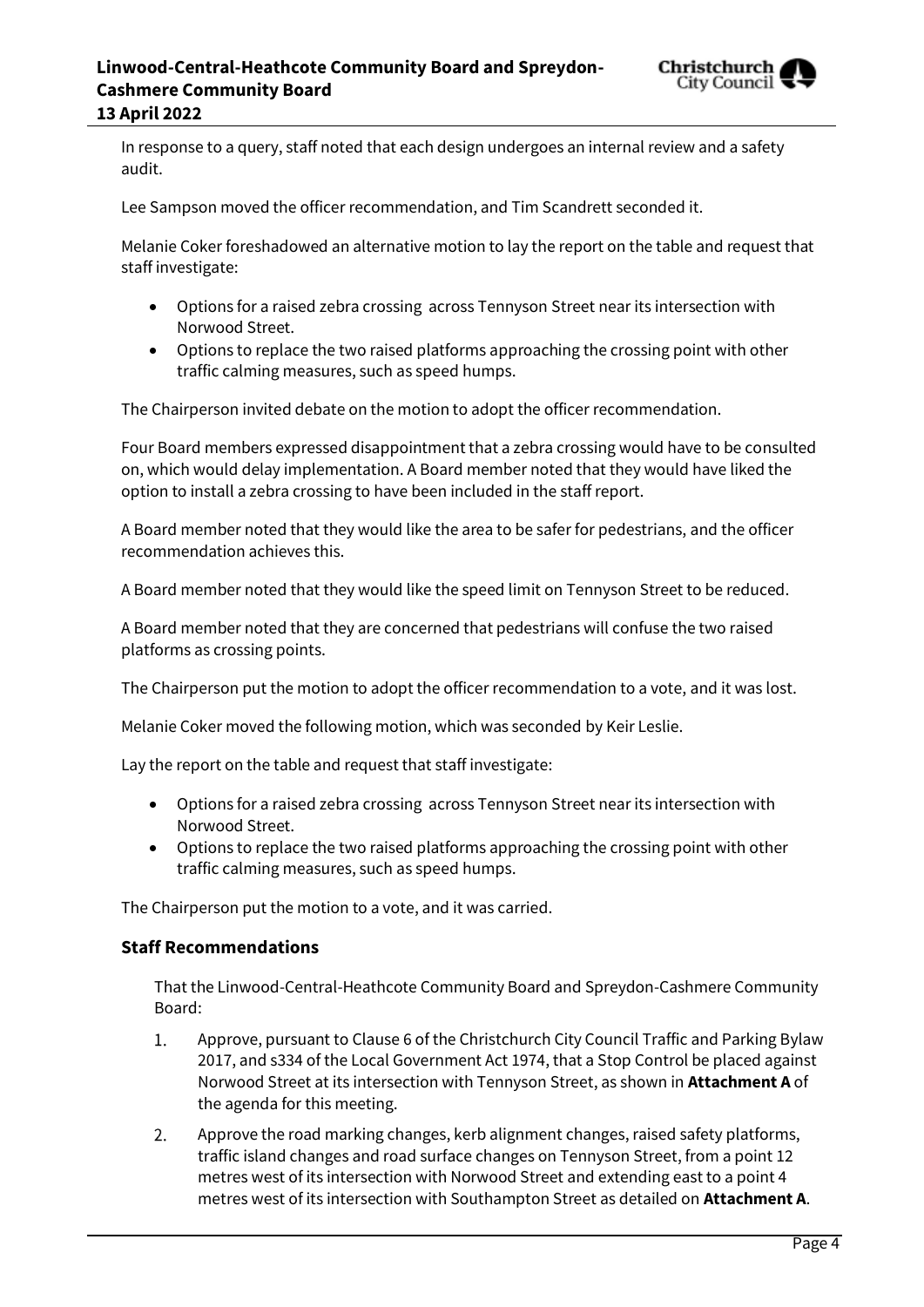In response to a query, staff noted that each design undergoes an internal review and a safety audit.

Lee Sampson moved the officer recommendation, and Tim Scandrett seconded it.

Melanie Coker foreshadowed an alternative motion to lay the report on the table and request that staff investigate:

- Options for a raised zebra crossing across Tennyson Street near its intersection with Norwood Street.
- Options to replace the two raised platforms approaching the crossing point with other traffic calming measures, such as speed humps.

The Chairperson invited debate on the motion to adopt the officer recommendation.

Four Board members expressed disappointment that a zebra crossing would have to be consulted on, which would delay implementation. A Board member noted that they would have liked the option to install a zebra crossing to have been included in the staff report.

A Board member noted that they would like the area to be safer for pedestrians, and the officer recommendation achieves this.

A Board member noted that they would like the speed limit on Tennyson Street to be reduced.

A Board member noted that they are concerned that pedestrians will confuse the two raised platforms as crossing points.

The Chairperson put the motion to adopt the officer recommendation to a vote, and it was lost.

Melanie Coker moved the following motion, which was seconded by Keir Leslie.

Lay the report on the table and request that staff investigate:

- Options for a raised zebra crossing across Tennyson Street near its intersection with Norwood Street.
- Options to replace the two raised platforms approaching the crossing point with other traffic calming measures, such as speed humps.

The Chairperson put the motion to a vote, and it was carried.

### Staff Recommendations

That the Linwood-Central-Heathcote Community Board and Spreydon-Cashmere Community Board:

1. Approve, pursuant to Clause 6 of the Christchurch City Council Traffic and Parking Bylaw 2017, and s334 of the Local Government Act 1974, that a Stop Control be placed against Norwood Street at its intersection with Tennyson Street, as shown in **Attachment A** of the agenda for this meeting.
2. Approve the road marking changes, kerb alignment changes, raised safety platforms, traffic island changes and road surface changes on Tennyson Street, from a point 12 metres west of its intersection with Norwood Street and extending east to a point 4 metres west of its intersection with Southampton Street as detailed on **Attachment A**.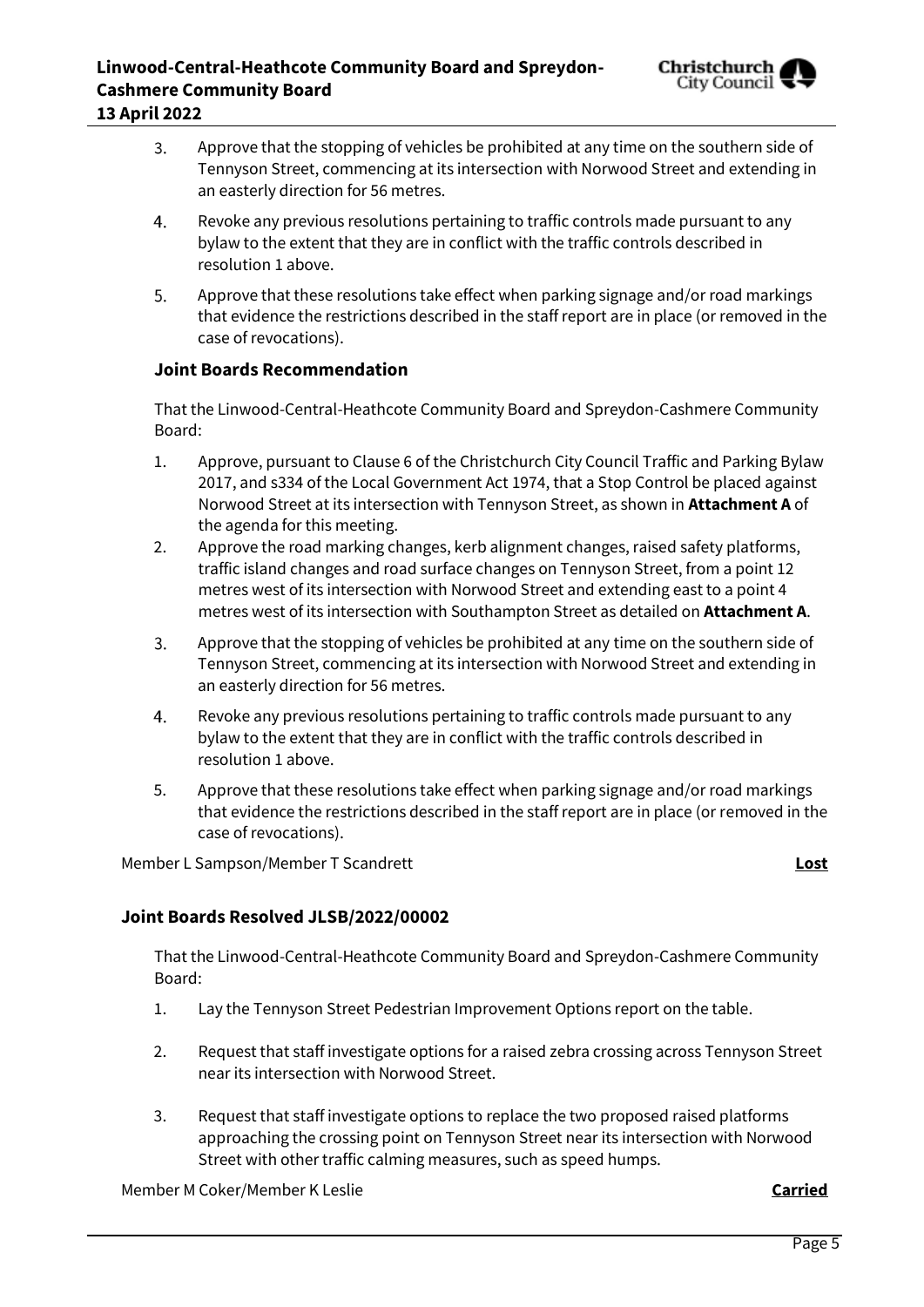3. Approve that the stopping of vehicles be prohibited at any time on the southern side of Tennyson Street, commencing at its intersection with Norwood Street and extending in an easterly direction for 56 metres.
4. Revoke any previous resolutions pertaining to traffic controls made pursuant to any bylaw to the extent that they are in conflict with the traffic controls described in resolution 1 above.
5. Approve that these resolutions take effect when parking signage and/or road markings that evidence the restrictions described in the staff report are in place (or removed in the case of revocations).

### Joint Boards Recommendation

That the Linwood-Central-Heathcote Community Board and Spreydon-Cashmere Community Board:

1. Approve, pursuant to Clause 6 of the Christchurch City Council Traffic and Parking Bylaw 2017, and s334 of the Local Government Act 1974, that a Stop Control be placed against Norwood Street at its intersection with Tennyson Street, as shown in **Attachment A** of the agenda for this meeting.
2. Approve the road marking changes, kerb alignment changes, raised safety platforms, traffic island changes and road surface changes on Tennyson Street, from a point 12 metres west of its intersection with Norwood Street and extending east to a point 4 metres west of its intersection with Southampton Street as detailed on **Attachment A**.
3. Approve that the stopping of vehicles be prohibited at any time on the southern side of Tennyson Street, commencing at its intersection with Norwood Street and extending in an easterly direction for 56 metres.
4. Revoke any previous resolutions pertaining to traffic controls made pursuant to any bylaw to the extent that they are in conflict with the traffic controls described in resolution 1 above.
5. Approve that these resolutions take effect when parking signage and/or road markings that evidence the restrictions described in the staff report are in place (or removed in the case of revocations).

Member L Sampson/Member T Scandrett **Lost**

### Joint Boards Resolved JLSB/2022/00002

That the Linwood-Central-Heathcote Community Board and Spreydon-Cashmere Community Board:

1. Lay the Tennyson Street Pedestrian Improvement Options report on the table.
2. Request that staff investigate options for a raised zebra crossing across Tennyson Street near its intersection with Norwood Street.
3. Request that staff investigate options to replace the two proposed raised platforms approaching the crossing point on Tennyson Street near its intersection with Norwood Street with other traffic calming measures, such as speed humps.

Member M Coker/Member K Leslie **Carried**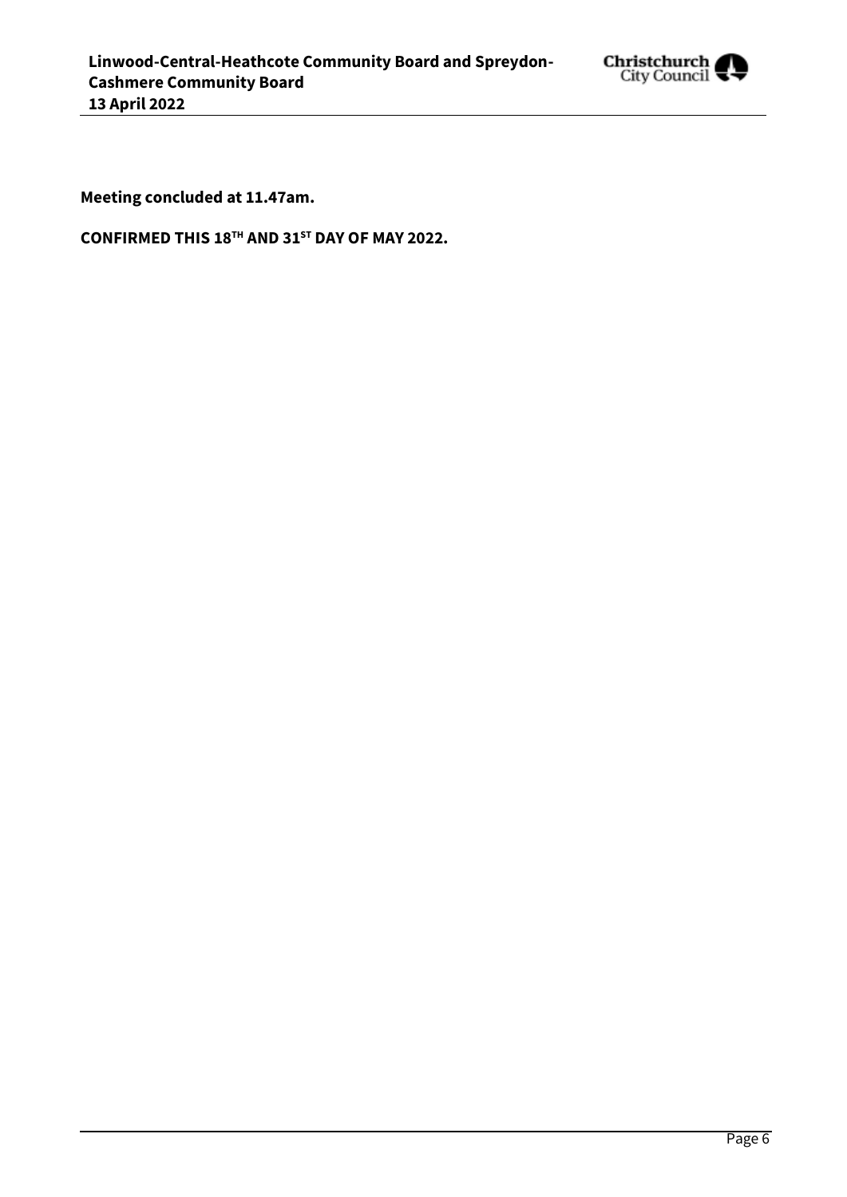**Meeting concluded at 11.47am.**

**CONFIRMED THIS 18TH AND 31ST DAY OF MAY 2022.**